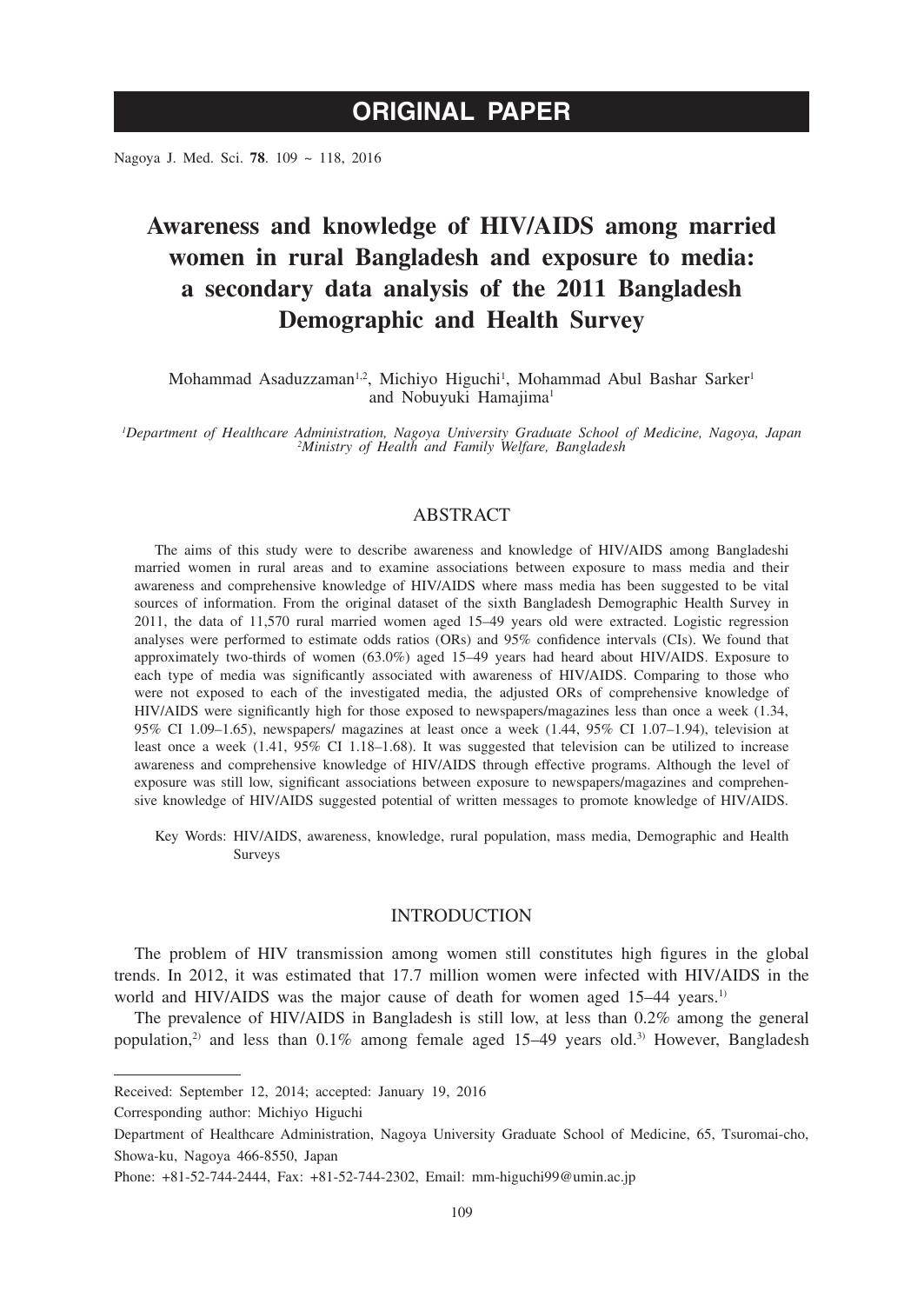# ORIGINAL PAPER

# Awareness and knowledge of HIV/AIDS among married women in rural Bangladesh and exposure to media: a secondary data analysis of the 2011 Bangladesh Demographic and Health Survey

Mohammad Asaduzzaman[1,2], Michiyo Higuchi[1], Mohammad Abul Bashar Sarker[1] and Nobuyuki Hamajima[1]

*[1]Department of Healthcare Administration, Nagoya University Graduate School of Medicine, Nagoya, Japan*
*[2]Ministry of Health and Family Welfare, Bangladesh*

## ABSTRACT

The aims of this study were to describe awareness and knowledge of HIV/AIDS among Bangladeshi married women in rural areas and to examine associations between exposure to mass media and their awareness and comprehensive knowledge of HIV/AIDS where mass media has been suggested to be vital sources of information. From the original dataset of the sixth Bangladesh Demographic Health Survey in 2011, the data of 11,570 rural married women aged 15–49 years old were extracted. Logistic regression analyses were performed to estimate odds ratios (ORs) and 95% confidence intervals (CIs). We found that approximately two-thirds of women (63.0%) aged 15–49 years had heard about HIV/AIDS. Exposure to each type of media was significantly associated with awareness of HIV/AIDS. Comparing to those who were not exposed to each of the investigated media, the adjusted ORs of comprehensive knowledge of HIV/AIDS were significantly high for those exposed to newspapers/magazines less than once a week (1.34, 95% CI 1.09–1.65), newspapers/ magazines at least once a week (1.44, 95% CI 1.07–1.94), television at least once a week (1.41, 95% CI 1.18–1.68). It was suggested that television can be utilized to increase awareness and comprehensive knowledge of HIV/AIDS through effective programs. Although the level of exposure was still low, significant associations between exposure to newspapers/magazines and comprehensive knowledge of HIV/AIDS suggested potential of written messages to promote knowledge of HIV/AIDS.

Key Words: HIV/AIDS, awareness, knowledge, rural population, mass media, Demographic and Health Surveys

## INTRODUCTION

The problem of HIV transmission among women still constitutes high figures in the global trends. In 2012, it was estimated that 17.7 million women were infected with HIV/AIDS in the world and HIV/AIDS was the major cause of death for women aged 15–44 years.[1)]

The prevalence of HIV/AIDS in Bangladesh is still low, at less than 0.2% among the general population,[2)] and less than 0.1% among female aged 15–49 years old.[3)] However, Bangladesh

---

Received: September 12, 2014; accepted: January 19, 2016

Corresponding author: Michiyo Higuchi

Department of Healthcare Administration, Nagoya University Graduate School of Medicine, 65, Tsuromai-cho, Showa-ku, Nagoya 466-8550, Japan

Phone: +81-52-744-2444, Fax: +81-52-744-2302, Email: mm-higuchi99@umin.ac.jp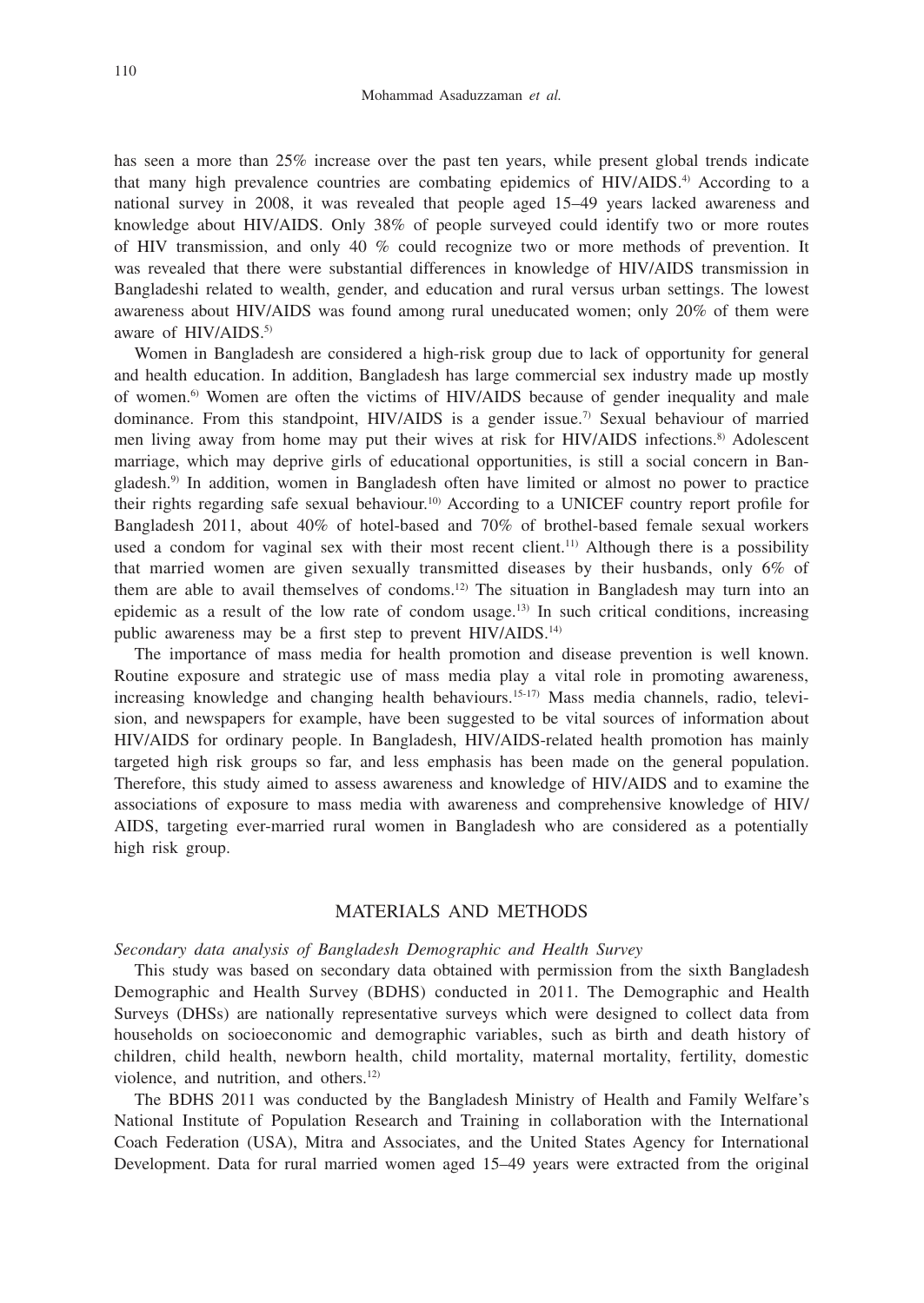has seen a more than 25% increase over the past ten years, while present global trends indicate that many high prevalence countries are combating epidemics of HIV/AIDS.[4] According to a national survey in 2008, it was revealed that people aged 15–49 years lacked awareness and knowledge about HIV/AIDS. Only 38% of people surveyed could identify two or more routes of HIV transmission, and only 40 % could recognize two or more methods of prevention. It was revealed that there were substantial differences in knowledge of HIV/AIDS transmission in Bangladeshi related to wealth, gender, and education and rural versus urban settings. The lowest awareness about HIV/AIDS was found among rural uneducated women; only 20% of them were aware of HIV/AIDS.[5]

Women in Bangladesh are considered a high-risk group due to lack of opportunity for general and health education. In addition, Bangladesh has large commercial sex industry made up mostly of women.[6] Women are often the victims of HIV/AIDS because of gender inequality and male dominance. From this standpoint, HIV/AIDS is a gender issue.[7] Sexual behaviour of married men living away from home may put their wives at risk for HIV/AIDS infections.[8] Adolescent marriage, which may deprive girls of educational opportunities, is still a social concern in Bangladesh.[9] In addition, women in Bangladesh often have limited or almost no power to practice their rights regarding safe sexual behaviour.[10] According to a UNICEF country report profile for Bangladesh 2011, about 40% of hotel-based and 70% of brothel-based female sexual workers used a condom for vaginal sex with their most recent client.[11] Although there is a possibility that married women are given sexually transmitted diseases by their husbands, only 6% of them are able to avail themselves of condoms.[12] The situation in Bangladesh may turn into an epidemic as a result of the low rate of condom usage.[13] In such critical conditions, increasing public awareness may be a first step to prevent HIV/AIDS.[14]

The importance of mass media for health promotion and disease prevention is well known. Routine exposure and strategic use of mass media play a vital role in promoting awareness, increasing knowledge and changing health behaviours.[15-17] Mass media channels, radio, television, and newspapers for example, have been suggested to be vital sources of information about HIV/AIDS for ordinary people. In Bangladesh, HIV/AIDS-related health promotion has mainly targeted high risk groups so far, and less emphasis has been made on the general population. Therefore, this study aimed to assess awareness and knowledge of HIV/AIDS and to examine the associations of exposure to mass media with awareness and comprehensive knowledge of HIV/AIDS, targeting ever-married rural women in Bangladesh who are considered as a potentially high risk group.

## MATERIALS AND METHODS

*Secondary data analysis of Bangladesh Demographic and Health Survey*

This study was based on secondary data obtained with permission from the sixth Bangladesh Demographic and Health Survey (BDHS) conducted in 2011. The Demographic and Health Surveys (DHSs) are nationally representative surveys which were designed to collect data from households on socioeconomic and demographic variables, such as birth and death history of children, child health, newborn health, child mortality, maternal mortality, fertility, domestic violence, and nutrition, and others.[12]

The BDHS 2011 was conducted by the Bangladesh Ministry of Health and Family Welfare's National Institute of Population Research and Training in collaboration with the International Coach Federation (USA), Mitra and Associates, and the United States Agency for International Development. Data for rural married women aged 15–49 years were extracted from the original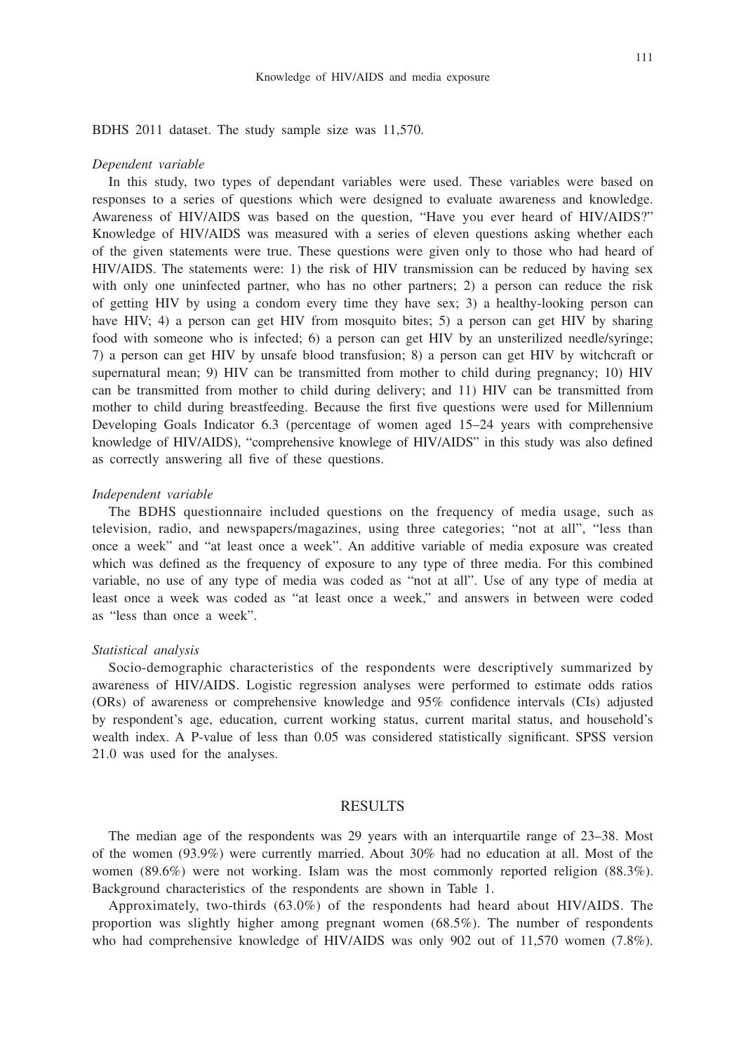BDHS 2011 dataset. The study sample size was 11,570.

*Dependent variable*

In this study, two types of dependant variables were used. These variables were based on responses to a series of questions which were designed to evaluate awareness and knowledge. Awareness of HIV/AIDS was based on the question, "Have you ever heard of HIV/AIDS?" Knowledge of HIV/AIDS was measured with a series of eleven questions asking whether each of the given statements were true. These questions were given only to those who had heard of HIV/AIDS. The statements were: 1) the risk of HIV transmission can be reduced by having sex with only one uninfected partner, who has no other partners; 2) a person can reduce the risk of getting HIV by using a condom every time they have sex; 3) a healthy-looking person can have HIV; 4) a person can get HIV from mosquito bites; 5) a person can get HIV by sharing food with someone who is infected; 6) a person can get HIV by an unsterilized needle/syringe; 7) a person can get HIV by unsafe blood transfusion; 8) a person can get HIV by witchcraft or supernatural mean; 9) HIV can be transmitted from mother to child during pregnancy; 10) HIV can be transmitted from mother to child during delivery; and 11) HIV can be transmitted from mother to child during breastfeeding. Because the first five questions were used for Millennium Developing Goals Indicator 6.3 (percentage of women aged 15–24 years with comprehensive knowledge of HIV/AIDS), "comprehensive knowlege of HIV/AIDS" in this study was also defined as correctly answering all five of these questions.

*Independent variable*

The BDHS questionnaire included questions on the frequency of media usage, such as television, radio, and newspapers/magazines, using three categories; "not at all", "less than once a week" and "at least once a week". An additive variable of media exposure was created which was defined as the frequency of exposure to any type of three media. For this combined variable, no use of any type of media was coded as "not at all". Use of any type of media at least once a week was coded as "at least once a week," and answers in between were coded as "less than once a week".

*Statistical analysis*

Socio-demographic characteristics of the respondents were descriptively summarized by awareness of HIV/AIDS. Logistic regression analyses were performed to estimate odds ratios (ORs) of awareness or comprehensive knowledge and 95% confidence intervals (CIs) adjusted by respondent's age, education, current working status, current marital status, and household's wealth index. A P-value of less than 0.05 was considered statistically significant. SPSS version 21.0 was used for the analyses.

## RESULTS

The median age of the respondents was 29 years with an interquartile range of 23–38. Most of the women (93.9%) were currently married. About 30% had no education at all. Most of the women (89.6%) were not working. Islam was the most commonly reported religion (88.3%). Background characteristics of the respondents are shown in Table 1.

Approximately, two-thirds (63.0%) of the respondents had heard about HIV/AIDS. The proportion was slightly higher among pregnant women (68.5%). The number of respondents who had comprehensive knowledge of HIV/AIDS was only 902 out of 11,570 women (7.8%).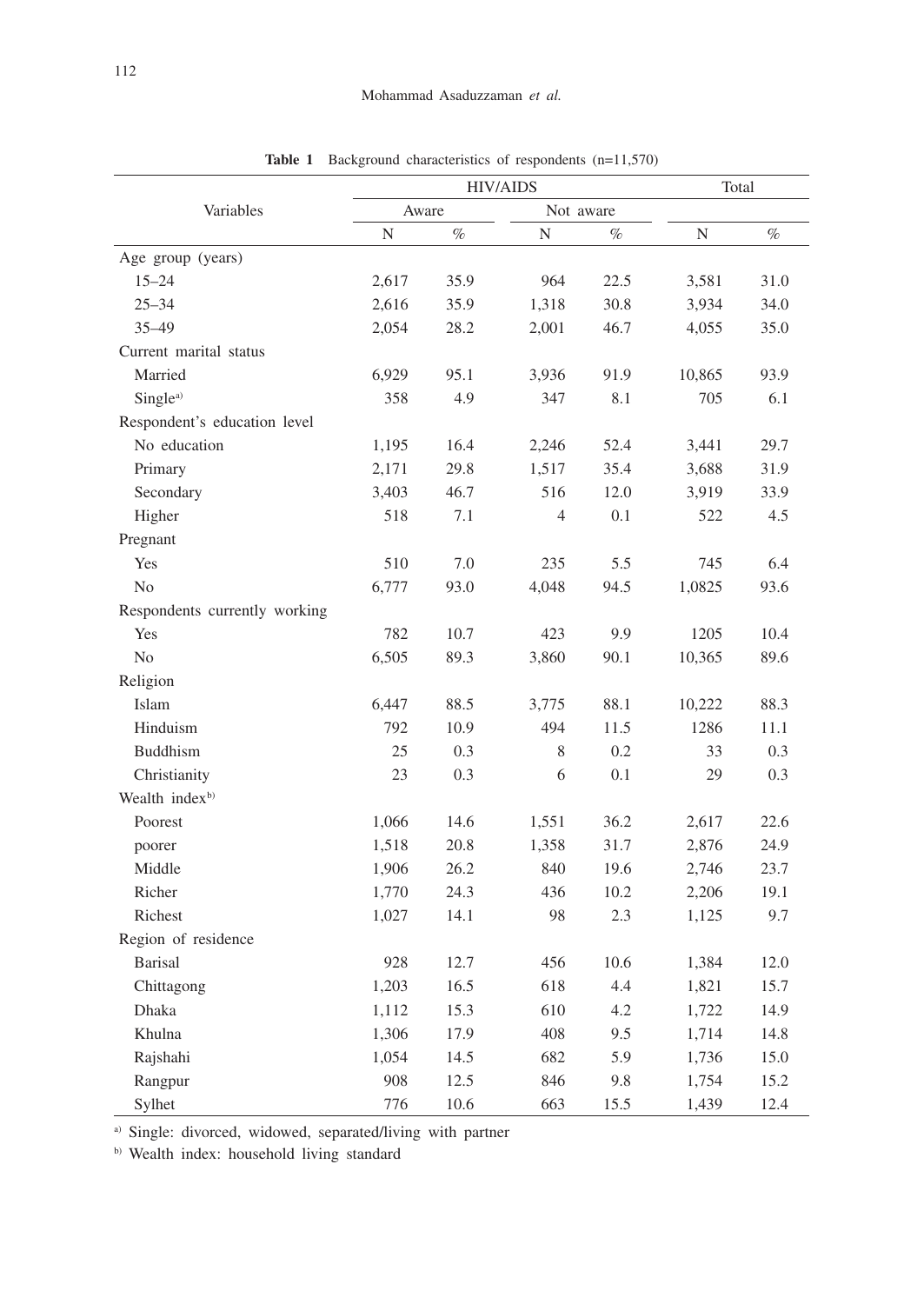**Table 1** Background characteristics of respondents (n=11,570)

| Variables | HIV/AIDS | | | | Total | |
|---|---|---|---|---|---|---|
| | Aware | | Not aware | | | |
| | N | % | N | % | N | % |
| Age group (years) | | | | | | |
| 15–24 | 2,617 | 35.9 | 964 | 22.5 | 3,581 | 31.0 |
| 25–34 | 2,616 | 35.9 | 1,318 | 30.8 | 3,934 | 34.0 |
| 35–49 | 2,054 | 28.2 | 2,001 | 46.7 | 4,055 | 35.0 |
| Current marital status | | | | | | |
| Married | 6,929 | 95.1 | 3,936 | 91.9 | 10,865 | 93.9 |
| Single[a] | 358 | 4.9 | 347 | 8.1 | 705 | 6.1 |
| Respondent's education level | | | | | | |
| No education | 1,195 | 16.4 | 2,246 | 52.4 | 3,441 | 29.7 |
| Primary | 2,171 | 29.8 | 1,517 | 35.4 | 3,688 | 31.9 |
| Secondary | 3,403 | 46.7 | 516 | 12.0 | 3,919 | 33.9 |
| Higher | 518 | 7.1 | 4 | 0.1 | 522 | 4.5 |
| Pregnant | | | | | | |
| Yes | 510 | 7.0 | 235 | 5.5 | 745 | 6.4 |
| No | 6,777 | 93.0 | 4,048 | 94.5 | 1,0825 | 93.6 |
| Respondents currently working | | | | | | |
| Yes | 782 | 10.7 | 423 | 9.9 | 1205 | 10.4 |
| No | 6,505 | 89.3 | 3,860 | 90.1 | 10,365 | 89.6 |
| Religion | | | | | | |
| Islam | 6,447 | 88.5 | 3,775 | 88.1 | 10,222 | 88.3 |
| Hinduism | 792 | 10.9 | 494 | 11.5 | 1286 | 11.1 |
| Buddhism | 25 | 0.3 | 8 | 0.2 | 33 | 0.3 |
| Christianity | 23 | 0.3 | 6 | 0.1 | 29 | 0.3 |
| Wealth index[b] | | | | | | |
| Poorest | 1,066 | 14.6 | 1,551 | 36.2 | 2,617 | 22.6 |
| poorer | 1,518 | 20.8 | 1,358 | 31.7 | 2,876 | 24.9 |
| Middle | 1,906 | 26.2 | 840 | 19.6 | 2,746 | 23.7 |
| Richer | 1,770 | 24.3 | 436 | 10.2 | 2,206 | 19.1 |
| Richest | 1,027 | 14.1 | 98 | 2.3 | 1,125 | 9.7 |
| Region of residence | | | | | | |
| Barisal | 928 | 12.7 | 456 | 10.6 | 1,384 | 12.0 |
| Chittagong | 1,203 | 16.5 | 618 | 4.4 | 1,821 | 15.7 |
| Dhaka | 1,112 | 15.3 | 610 | 4.2 | 1,722 | 14.9 |
| Khulna | 1,306 | 17.9 | 408 | 9.5 | 1,714 | 14.8 |
| Rajshahi | 1,054 | 14.5 | 682 | 5.9 | 1,736 | 15.0 |
| Rangpur | 908 | 12.5 | 846 | 9.8 | 1,754 | 15.2 |
| Sylhet | 776 | 10.6 | 663 | 15.5 | 1,439 | 12.4 |

[a] Single: divorced, widowed, separated/living with partner

[b] Wealth index: household living standard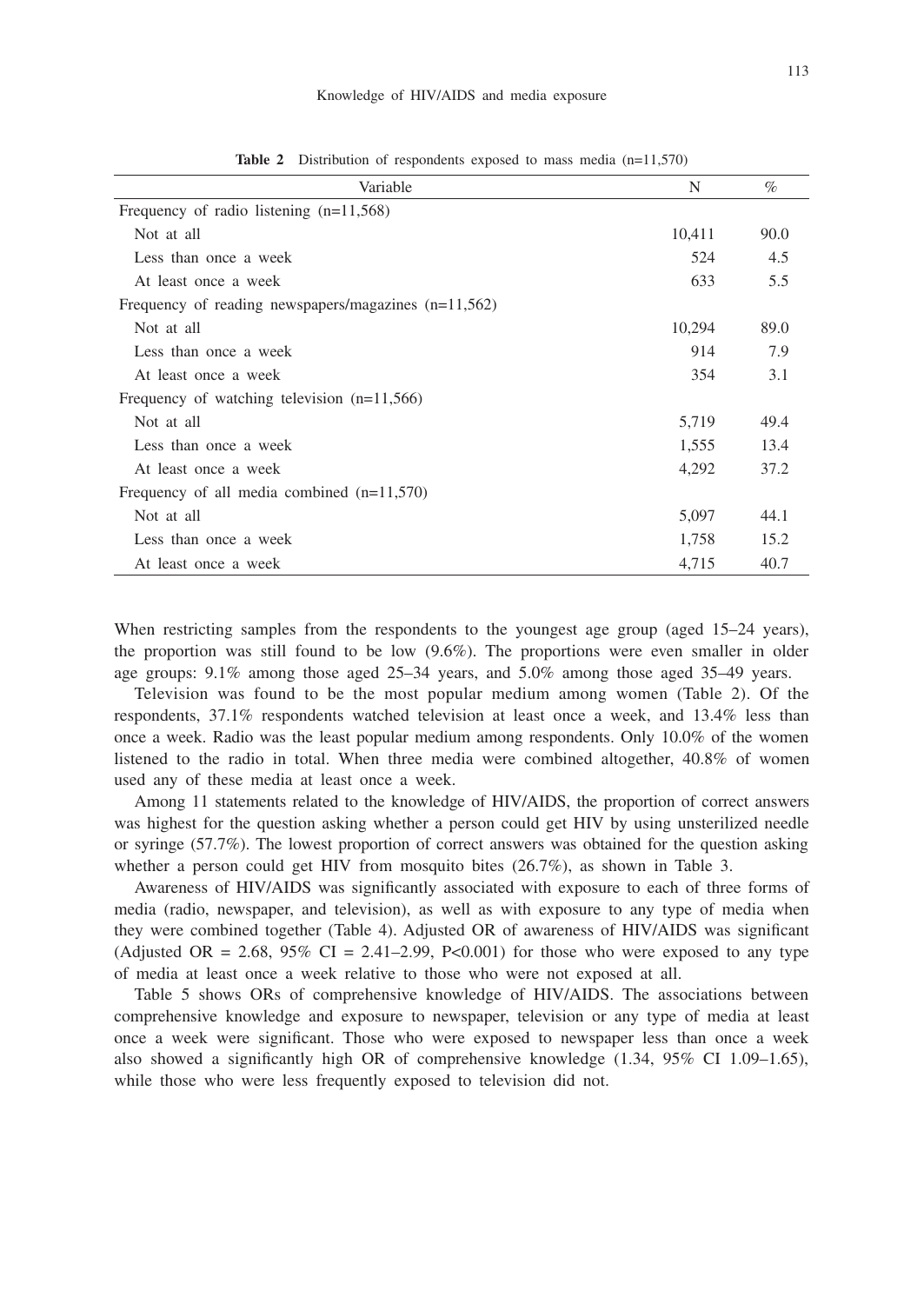**Table 2** Distribution of respondents exposed to mass media (n=11,570)

| Variable | N | % |
|---|---|---|
| Frequency of radio listening (n=11,568) | | |
| Not at all | 10,411 | 90.0 |
| Less than once a week | 524 | 4.5 |
| At least once a week | 633 | 5.5 |
| Frequency of reading newspapers/magazines (n=11,562) | | |
| Not at all | 10,294 | 89.0 |
| Less than once a week | 914 | 7.9 |
| At least once a week | 354 | 3.1 |
| Frequency of watching television (n=11,566) | | |
| Not at all | 5,719 | 49.4 |
| Less than once a week | 1,555 | 13.4 |
| At least once a week | 4,292 | 37.2 |
| Frequency of all media combined (n=11,570) | | |
| Not at all | 5,097 | 44.1 |
| Less than once a week | 1,758 | 15.2 |
| At least once a week | 4,715 | 40.7 |

When restricting samples from the respondents to the youngest age group (aged 15–24 years), the proportion was still found to be low (9.6%). The proportions were even smaller in older age groups: 9.1% among those aged 25–34 years, and 5.0% among those aged 35–49 years.

Television was found to be the most popular medium among women (Table 2). Of the respondents, 37.1% respondents watched television at least once a week, and 13.4% less than once a week. Radio was the least popular medium among respondents. Only 10.0% of the women listened to the radio in total. When three media were combined altogether, 40.8% of women used any of these media at least once a week.

Among 11 statements related to the knowledge of HIV/AIDS, the proportion of correct answers was highest for the question asking whether a person could get HIV by using unsterilized needle or syringe (57.7%). The lowest proportion of correct answers was obtained for the question asking whether a person could get HIV from mosquito bites (26.7%), as shown in Table 3.

Awareness of HIV/AIDS was significantly associated with exposure to each of three forms of media (radio, newspaper, and television), as well as with exposure to any type of media when they were combined together (Table 4). Adjusted OR of awareness of HIV/AIDS was significant (Adjusted OR = 2.68, 95% CI = 2.41–2.99, $P<0.001$) for those who were exposed to any type of media at least once a week relative to those who were not exposed at all.

Table 5 shows ORs of comprehensive knowledge of HIV/AIDS. The associations between comprehensive knowledge and exposure to newspaper, television or any type of media at least once a week were significant. Those who were exposed to newspaper less than once a week also showed a significantly high OR of comprehensive knowledge (1.34, 95% CI 1.09–1.65), while those who were less frequently exposed to television did not.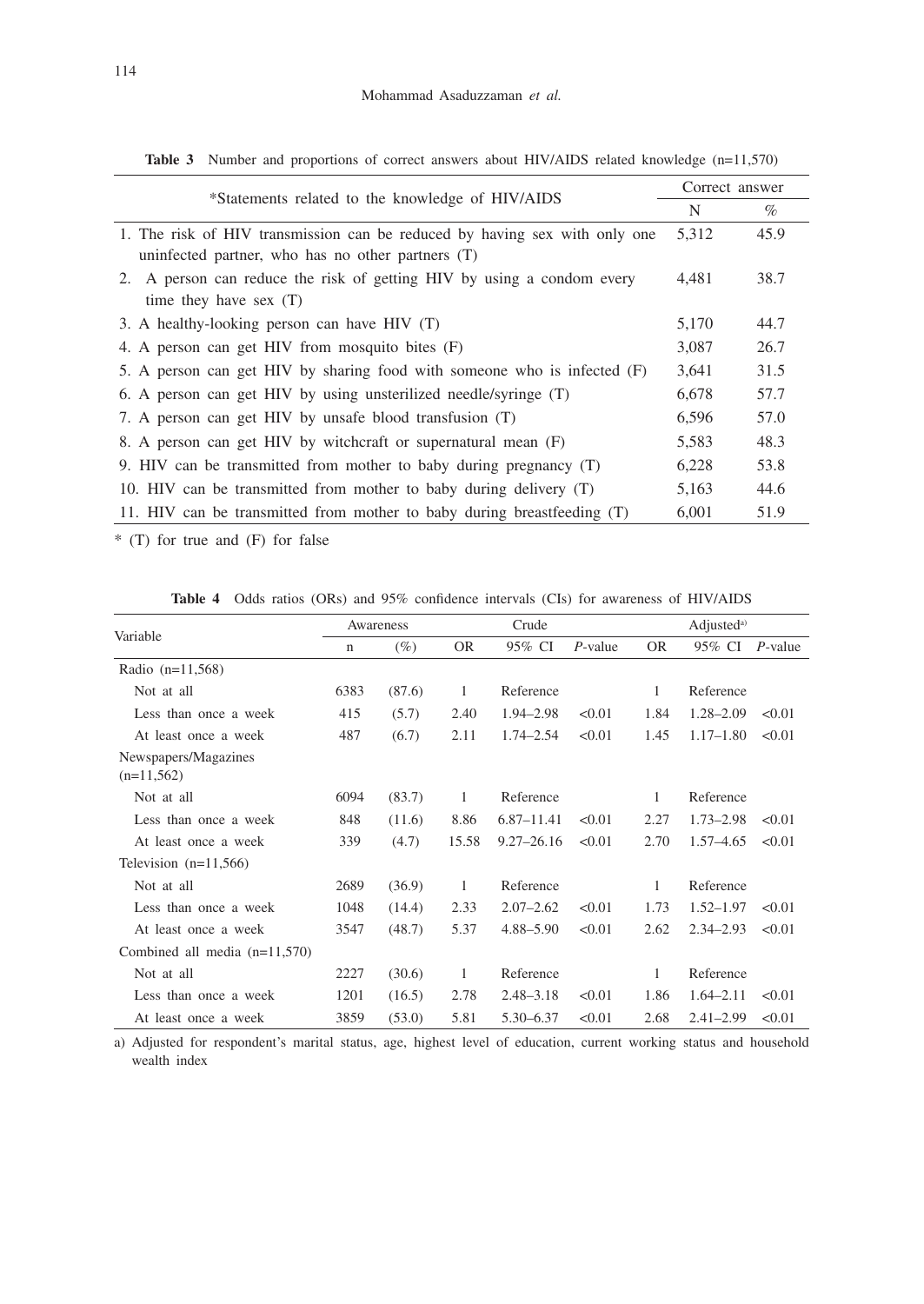**Table 3** Number and proportions of correct answers about HIV/AIDS related knowledge (n=11,570)

| *Statements related to the knowledge of HIV/AIDS | Correct answer | |
|---|---|---|
| | N | % |
| 1. The risk of HIV transmission can be reduced by having sex with only one uninfected partner, who has no other partners (T) | 5,312 | 45.9 |
| 2. A person can reduce the risk of getting HIV by using a condom every time they have sex (T) | 4,481 | 38.7 |
| 3. A healthy-looking person can have HIV (T) | 5,170 | 44.7 |
| 4. A person can get HIV from mosquito bites (F) | 3,087 | 26.7 |
| 5. A person can get HIV by sharing food with someone who is infected (F) | 3,641 | 31.5 |
| 6. A person can get HIV by using unsterilized needle/syringe (T) | 6,678 | 57.7 |
| 7. A person can get HIV by unsafe blood transfusion (T) | 6,596 | 57.0 |
| 8. A person can get HIV by witchcraft or supernatural mean (F) | 5,583 | 48.3 |
| 9. HIV can be transmitted from mother to baby during pregnancy (T) | 6,228 | 53.8 |
| 10. HIV can be transmitted from mother to baby during delivery (T) | 5,163 | 44.6 |
| 11. HIV can be transmitted from mother to baby during breastfeeding (T) | 6,001 | 51.9 |

* (T) for true and (F) for false

**Table 4** Odds ratios (ORs) and 95% confidence intervals (CIs) for awareness of HIV/AIDS

| Variable | Awareness | | Crude | | | Adjusted[a] | | |
|---|---|---|---|---|---|---|---|---|
| | n | (%) | OR | 95% CI | *P*-value | OR | 95% CI | *P*-value |
| Radio (n=11,568) | | | | | | | | |
| Not at all | 6383 | (87.6) | 1 | Reference | | 1 | Reference | |
| Less than once a week | 415 | (5.7) | 2.40 | 1.94–2.98 | <0.01 | 1.84 | 1.28–2.09 | <0.01 |
| At least once a week | 487 | (6.7) | 2.11 | 1.74–2.54 | <0.01 | 1.45 | 1.17–1.80 | <0.01 |
| Newspapers/Magazines (n=11,562) | | | | | | | | |
| Not at all | 6094 | (83.7) | 1 | Reference | | 1 | Reference | |
| Less than once a week | 848 | (11.6) | 8.86 | 6.87–11.41 | <0.01 | 2.27 | 1.73–2.98 | <0.01 |
| At least once a week | 339 | (4.7) | 15.58 | 9.27–26.16 | <0.01 | 2.70 | 1.57–4.65 | <0.01 |
| Television (n=11,566) | | | | | | | | |
| Not at all | 2689 | (36.9) | 1 | Reference | | 1 | Reference | |
| Less than once a week | 1048 | (14.4) | 2.33 | 2.07–2.62 | <0.01 | 1.73 | 1.52–1.97 | <0.01 |
| At least once a week | 3547 | (48.7) | 5.37 | 4.88–5.90 | <0.01 | 2.62 | 2.34–2.93 | <0.01 |
| Combined all media (n=11,570) | | | | | | | | |
| Not at all | 2227 | (30.6) | 1 | Reference | | 1 | Reference | |
| Less than once a week | 1201 | (16.5) | 2.78 | 2.48–3.18 | <0.01 | 1.86 | 1.64–2.11 | <0.01 |
| At least once a week | 3859 | (53.0) | 5.81 | 5.30–6.37 | <0.01 | 2.68 | 2.41–2.99 | <0.01 |

a) Adjusted for respondent's marital status, age, highest level of education, current working status and household wealth index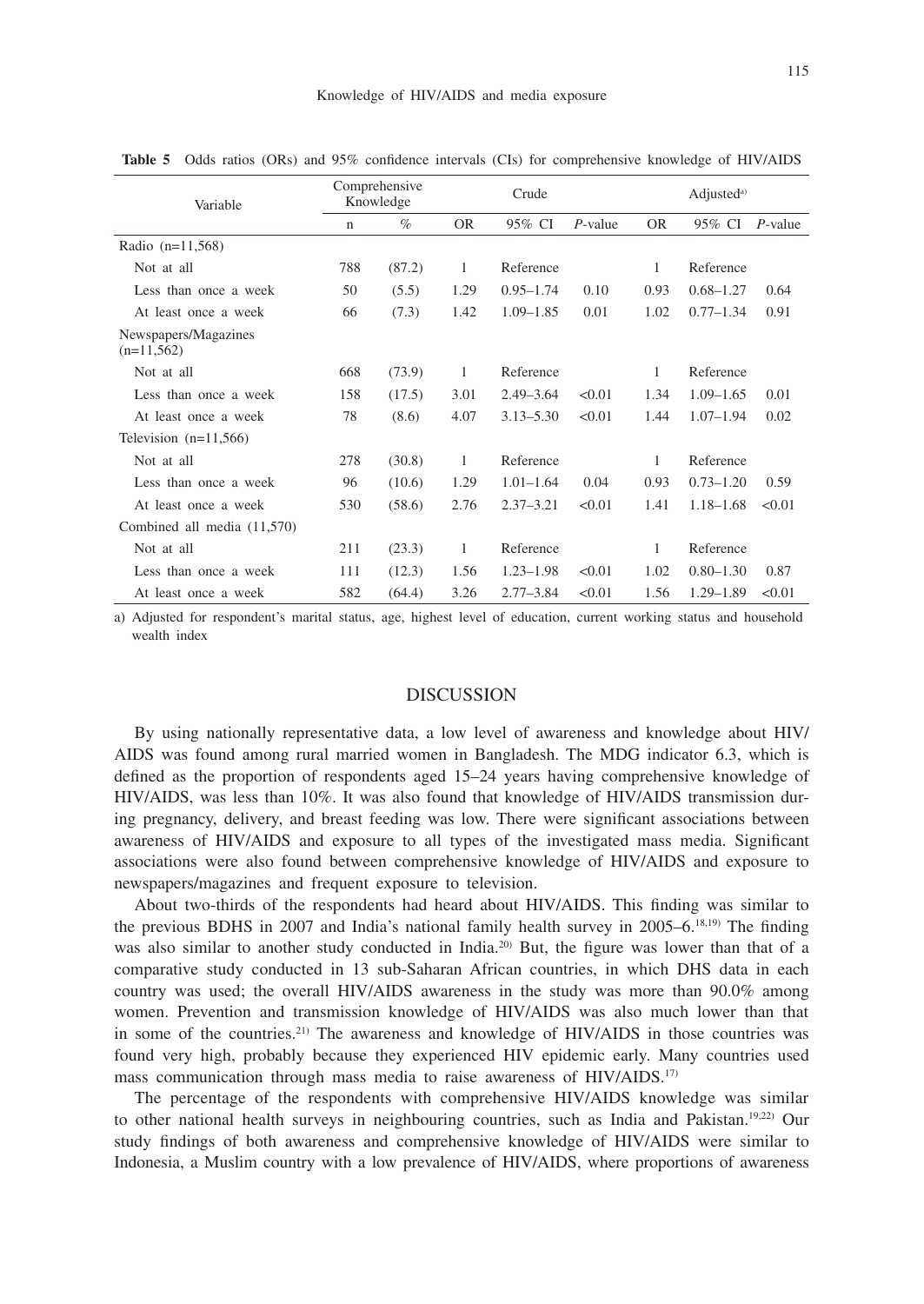**Table 5** Odds ratios (ORs) and 95% confidence intervals (CIs) for comprehensive knowledge of HIV/AIDS

| Variable | Comprehensive Knowledge | | Crude | | | Adjusted[a] | | |
|---|---|---|---|---|---|---|---|---|
| | n | % | OR | 95% CI | *P*-value | OR | 95% CI | *P*-value |
| Radio (n=11,568) | | | | | | | | |
| Not at all | 788 | (87.2) | 1 | Reference | | 1 | Reference | |
| Less than once a week | 50 | (5.5) | 1.29 | 0.95–1.74 | 0.10 | 0.93 | 0.68–1.27 | 0.64 |
| At least once a week | 66 | (7.3) | 1.42 | 1.09–1.85 | 0.01 | 1.02 | 0.77–1.34 | 0.91 |
| Newspapers/Magazines (n=11,562) | | | | | | | | |
| Not at all | 668 | (73.9) | 1 | Reference | | 1 | Reference | |
| Less than once a week | 158 | (17.5) | 3.01 | 2.49–3.64 | <0.01 | 1.34 | 1.09–1.65 | 0.01 |
| At least once a week | 78 | (8.6) | 4.07 | 3.13–5.30 | <0.01 | 1.44 | 1.07–1.94 | 0.02 |
| Television (n=11,566) | | | | | | | | |
| Not at all | 278 | (30.8) | 1 | Reference | | 1 | Reference | |
| Less than once a week | 96 | (10.6) | 1.29 | 1.01–1.64 | 0.04 | 0.93 | 0.73–1.20 | 0.59 |
| At least once a week | 530 | (58.6) | 2.76 | 2.37–3.21 | <0.01 | 1.41 | 1.18–1.68 | <0.01 |
| Combined all media (11,570) | | | | | | | | |
| Not at all | 211 | (23.3) | 1 | Reference | | 1 | Reference | |
| Less than once a week | 111 | (12.3) | 1.56 | 1.23–1.98 | <0.01 | 1.02 | 0.80–1.30 | 0.87 |
| At least once a week | 582 | (64.4) | 3.26 | 2.77–3.84 | <0.01 | 1.56 | 1.29–1.89 | <0.01 |

a) Adjusted for respondent's marital status, age, highest level of education, current working status and household wealth index

## DISCUSSION

By using nationally representative data, a low level of awareness and knowledge about HIV/AIDS was found among rural married women in Bangladesh. The MDG indicator 6.3, which is defined as the proportion of respondents aged 15–24 years having comprehensive knowledge of HIV/AIDS, was less than 10%. It was also found that knowledge of HIV/AIDS transmission during pregnancy, delivery, and breast feeding was low. There were significant associations between awareness of HIV/AIDS and exposure to all types of the investigated mass media. Significant associations were also found between comprehensive knowledge of HIV/AIDS and exposure to newspapers/magazines and frequent exposure to television.

About two-thirds of the respondents had heard about HIV/AIDS. This finding was similar to the previous BDHS in 2007 and India's national family health survey in 2005–6.[18,19] The finding was also similar to another study conducted in India.[20] But, the figure was lower than that of a comparative study conducted in 13 sub-Saharan African countries, in which DHS data in each country was used; the overall HIV/AIDS awareness in the study was more than 90.0% among women. Prevention and transmission knowledge of HIV/AIDS was also much lower than that in some of the countries.[21] The awareness and knowledge of HIV/AIDS in those countries was found very high, probably because they experienced HIV epidemic early. Many countries used mass communication through mass media to raise awareness of HIV/AIDS.[17]

The percentage of the respondents with comprehensive HIV/AIDS knowledge was similar to other national health surveys in neighbouring countries, such as India and Pakistan.[19,22] Our study findings of both awareness and comprehensive knowledge of HIV/AIDS were similar to Indonesia, a Muslim country with a low prevalence of HIV/AIDS, where proportions of awareness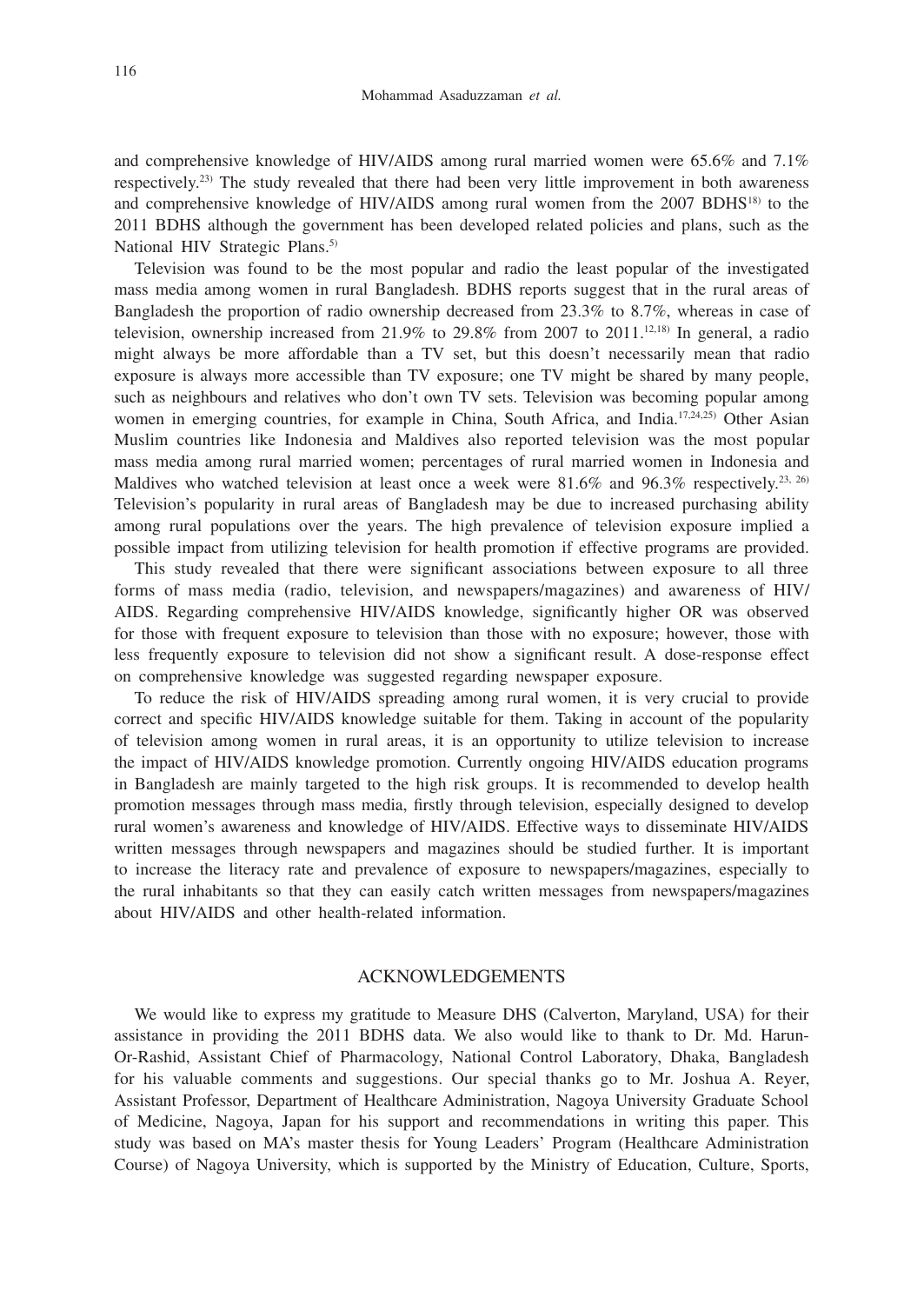and comprehensive knowledge of HIV/AIDS among rural married women were 65.6% and 7.1% respectively.[23] The study revealed that there had been very little improvement in both awareness and comprehensive knowledge of HIV/AIDS among rural women from the 2007 BDHS[18] to the 2011 BDHS although the government has been developed related policies and plans, such as the National HIV Strategic Plans.[5]

Television was found to be the most popular and radio the least popular of the investigated mass media among women in rural Bangladesh. BDHS reports suggest that in the rural areas of Bangladesh the proportion of radio ownership decreased from 23.3% to 8.7%, whereas in case of television, ownership increased from 21.9% to 29.8% from 2007 to 2011.[12,18] In general, a radio might always be more affordable than a TV set, but this doesn't necessarily mean that radio exposure is always more accessible than TV exposure; one TV might be shared by many people, such as neighbours and relatives who don't own TV sets. Television was becoming popular among women in emerging countries, for example in China, South Africa, and India.[17,24,25] Other Asian Muslim countries like Indonesia and Maldives also reported television was the most popular mass media among rural married women; percentages of rural married women in Indonesia and Maldives who watched television at least once a week were 81.6% and 96.3% respectively.[23, 26] Television's popularity in rural areas of Bangladesh may be due to increased purchasing ability among rural populations over the years. The high prevalence of television exposure implied a possible impact from utilizing television for health promotion if effective programs are provided.

This study revealed that there were significant associations between exposure to all three forms of mass media (radio, television, and newspapers/magazines) and awareness of HIV/AIDS. Regarding comprehensive HIV/AIDS knowledge, significantly higher OR was observed for those with frequent exposure to television than those with no exposure; however, those with less frequently exposure to television did not show a significant result. A dose-response effect on comprehensive knowledge was suggested regarding newspaper exposure.

To reduce the risk of HIV/AIDS spreading among rural women, it is very crucial to provide correct and specific HIV/AIDS knowledge suitable for them. Taking in account of the popularity of television among women in rural areas, it is an opportunity to utilize television to increase the impact of HIV/AIDS knowledge promotion. Currently ongoing HIV/AIDS education programs in Bangladesh are mainly targeted to the high risk groups. It is recommended to develop health promotion messages through mass media, firstly through television, especially designed to develop rural women's awareness and knowledge of HIV/AIDS. Effective ways to disseminate HIV/AIDS written messages through newspapers and magazines should be studied further. It is important to increase the literacy rate and prevalence of exposure to newspapers/magazines, especially to the rural inhabitants so that they can easily catch written messages from newspapers/magazines about HIV/AIDS and other health-related information.

## ACKNOWLEDGEMENTS

We would like to express my gratitude to Measure DHS (Calverton, Maryland, USA) for their assistance in providing the 2011 BDHS data. We also would like to thank to Dr. Md. Harun-Or-Rashid, Assistant Chief of Pharmacology, National Control Laboratory, Dhaka, Bangladesh for his valuable comments and suggestions. Our special thanks go to Mr. Joshua A. Reyer, Assistant Professor, Department of Healthcare Administration, Nagoya University Graduate School of Medicine, Nagoya, Japan for his support and recommendations in writing this paper. This study was based on MA's master thesis for Young Leaders' Program (Healthcare Administration Course) of Nagoya University, which is supported by the Ministry of Education, Culture, Sports,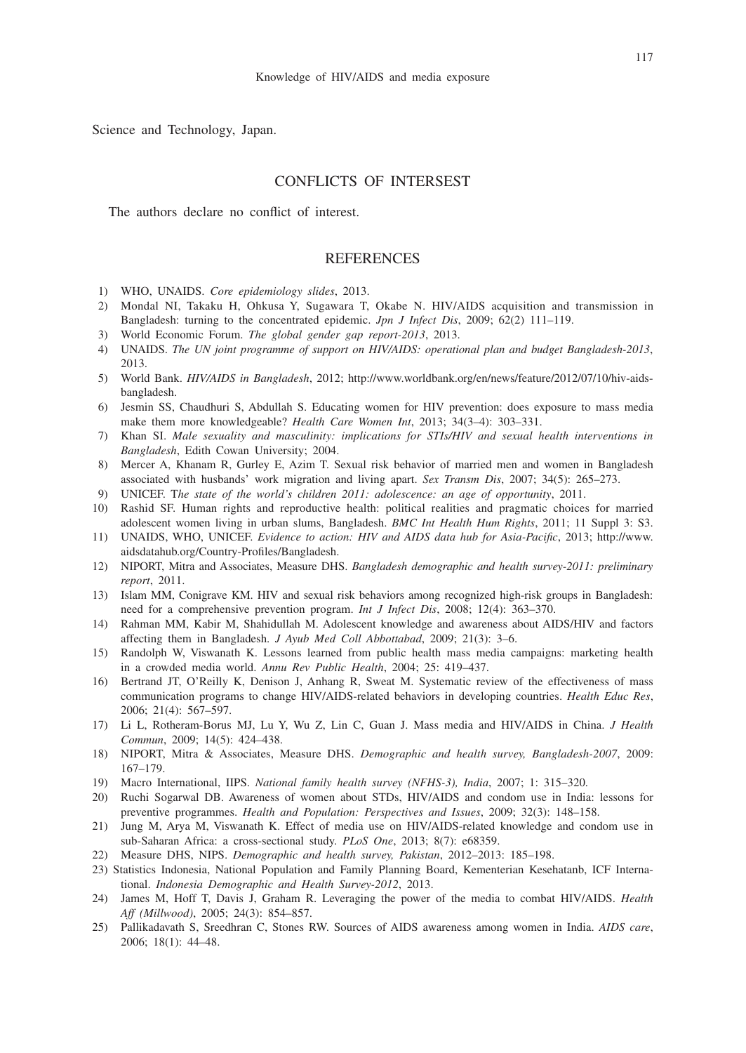Science and Technology, Japan.

## CONFLICTS OF INTERSEST

The authors declare no conflict of interest.

## REFERENCES

1) WHO, UNAIDS. *Core epidemiology slides*, 2013.
2) Mondal NI, Takaku H, Ohkusa Y, Sugawara T, Okabe N. HIV/AIDS acquisition and transmission in Bangladesh: turning to the concentrated epidemic. *Jpn J Infect Dis*, 2009; 62(2) 111–119.
3) World Economic Forum. *The global gender gap report-2013*, 2013.
4) UNAIDS. *The UN joint programme of support on HIV/AIDS: operational plan and budget Bangladesh-2013*, 2013.
5) World Bank. *HIV/AIDS in Bangladesh*, 2012; http://www.worldbank.org/en/news/feature/2012/07/10/hiv-aids-bangladesh.
6) Jesmin SS, Chaudhuri S, Abdullah S. Educating women for HIV prevention: does exposure to mass media make them more knowledgeable? *Health Care Women Int*, 2013; 34(3–4): 303–331.
7) Khan SI. *Male sexuality and masculinity: implications for STIs/HIV and sexual health interventions in Bangladesh*, Edith Cowan University; 2004.
8) Mercer A, Khanam R, Gurley E, Azim T. Sexual risk behavior of married men and women in Bangladesh associated with husbands' work migration and living apart. *Sex Transm Dis*, 2007; 34(5): 265–273.
9) UNICEF. T*he state of the world's children 2011: adolescence: an age of opportunity*, 2011.
10) Rashid SF. Human rights and reproductive health: political realities and pragmatic choices for married adolescent women living in urban slums, Bangladesh. *BMC Int Health Hum Rights*, 2011; 11 Suppl 3: S3.
11) UNAIDS, WHO, UNICEF. *Evidence to action: HIV and AIDS data hub for Asia-Pacific*, 2013; http://www.aidsdatahub.org/Country-Profiles/Bangladesh.
12) NIPORT, Mitra and Associates, Measure DHS. *Bangladesh demographic and health survey-2011: preliminary report*, 2011.
13) Islam MM, Conigrave KM. HIV and sexual risk behaviors among recognized high-risk groups in Bangladesh: need for a comprehensive prevention program. *Int J Infect Dis*, 2008; 12(4): 363–370.
14) Rahman MM, Kabir M, Shahidullah M. Adolescent knowledge and awareness about AIDS/HIV and factors affecting them in Bangladesh. *J Ayub Med Coll Abbottabad*, 2009; 21(3): 3–6.
15) Randolph W, Viswanath K. Lessons learned from public health mass media campaigns: marketing health in a crowded media world. *Annu Rev Public Health*, 2004; 25: 419–437.
16) Bertrand JT, O'Reilly K, Denison J, Anhang R, Sweat M. Systematic review of the effectiveness of mass communication programs to change HIV/AIDS-related behaviors in developing countries. *Health Educ Res*, 2006; 21(4): 567–597.
17) Li L, Rotheram-Borus MJ, Lu Y, Wu Z, Lin C, Guan J. Mass media and HIV/AIDS in China. *J Health Commun*, 2009; 14(5): 424–438.
18) NIPORT, Mitra & Associates, Measure DHS. *Demographic and health survey, Bangladesh-2007*, 2009: 167–179.
19) Macro International, IIPS. *National family health survey (NFHS-3), India*, 2007; 1: 315–320.
20) Ruchi Sogarwal DB. Awareness of women about STDs, HIV/AIDS and condom use in India: lessons for preventive programmes. *Health and Population: Perspectives and Issues*, 2009; 32(3): 148–158.
21) Jung M, Arya M, Viswanath K. Effect of media use on HIV/AIDS-related knowledge and condom use in sub-Saharan Africa: a cross-sectional study. *PLoS One*, 2013; 8(7): e68359.
22) Measure DHS, NIPS. *Demographic and health survey, Pakistan*, 2012–2013: 185–198.
23) Statistics Indonesia, National Population and Family Planning Board, Kementerian Kesehatanb, ICF International. *Indonesia Demographic and Health Survey-2012*, 2013.
24) James M, Hoff T, Davis J, Graham R. Leveraging the power of the media to combat HIV/AIDS. *Health Aff (Millwood)*, 2005; 24(3): 854–857.
25) Pallikadavath S, Sreedhran C, Stones RW. Sources of AIDS awareness among women in India. *AIDS care*, 2006; 18(1): 44–48.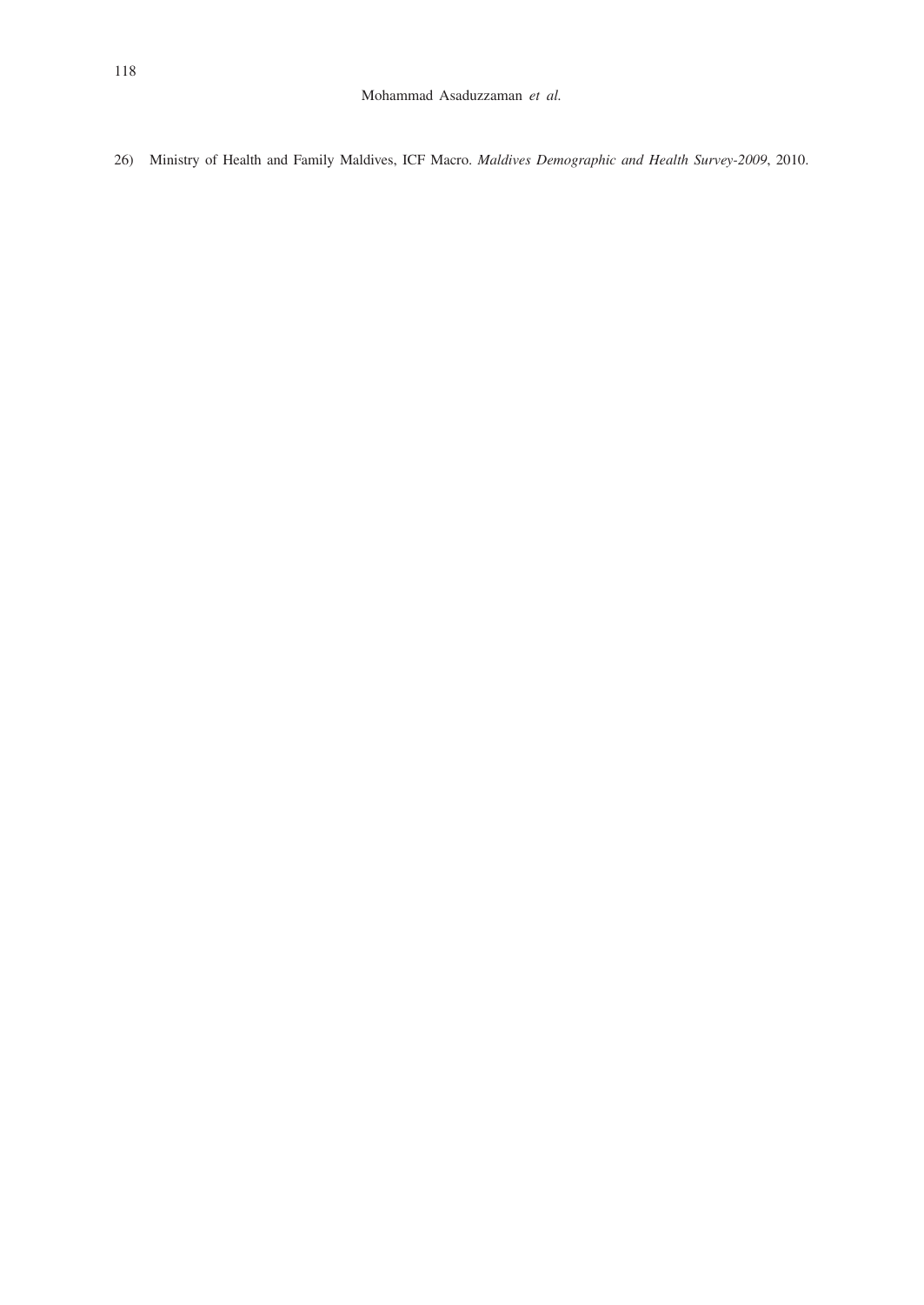26) Ministry of Health and Family Maldives, ICF Macro. *Maldives Demographic and Health Survey-2009*, 2010.